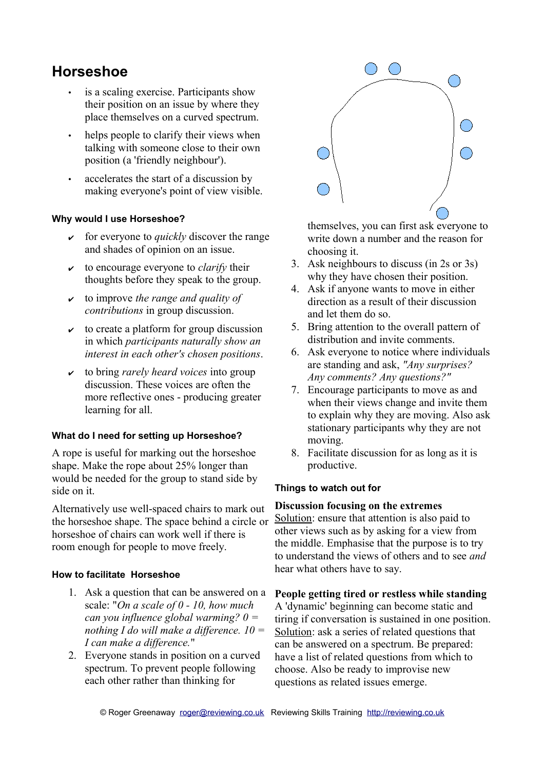# Horseshoe

- is a scaling exercise. Participants show their position on an issue by where they place themselves on a curved spectrum.
- helps people to clarify their views when talking with someone close to their own position (a 'friendly neighbour').
- accelerates the start of a discussion by making everyone's point of view visible.

### Why would I use Horseshoe?

- ✔ for everyone to *quickly* discover the range and shades of opinion on an issue.
- ✔ to encourage everyone to *clarify* their thoughts before they speak to the group.
- ✔ to improve *the range and quality of contributions* in group discussion.
- ✔ to create a platform for group discussion in which *participants naturally show an interest in each other's chosen positions*.
- ✔ to bring *rarely heard voices* into group discussion. These voices are often the more reflective ones - producing greater learning for all.

### What do I need for setting up Horseshoe?

A rope is useful for marking out the horseshoe shape. Make the rope about 25% longer than would be needed for the group to stand side by side on it.

Alternatively use well-spaced chairs to mark out the horseshoe shape. The space behind a circle or horseshoe of chairs can work well if there is room enough for people to move freely.

### How to facilitate Horseshoe

1. Ask a question that can be answered on a scale: "*On a scale of 0 - 10, how much can you influence global warming? 0 = nothing I do will make a difference. 10 = I can make a difference.*"
2. Everyone stands in position on a curved spectrum. To prevent people following each other rather than thinking for themselves, you can first ask everyone to write down a number and the reason for choosing it.
3. Ask neighbours to discuss (in 2s or 3s) why they have chosen their position.
4. Ask if anyone wants to move in either direction as a result of their discussion and let them do so.
5. Bring attention to the overall pattern of distribution and invite comments.
6. Ask everyone to notice where individuals are standing and ask, *"Any surprises? Any comments? Any questions?"*
7. Encourage participants to move as and when their views change and invite them to explain why they are moving. Also ask stationary participants why they are not moving.
8. Facilitate discussion for as long as it is productive.

### Things to watch out for

**Discussion focusing on the extremes**
Solution: ensure that attention is also paid to other views such as by asking for a view from the middle. Emphasise that the purpose is to try to understand the views of others and to see *and* hear what others have to say.

**People getting tired or restless while standing**
A 'dynamic' beginning can become static and tiring if conversation is sustained in one position. Solution: ask a series of related questions that can be answered on a spectrum. Be prepared: have a list of related questions from which to choose. Also be ready to improvise new questions as related issues emerge.

© Roger Greenaway roger@reviewing.co.uk Reviewing Skills Training http://reviewing.co.uk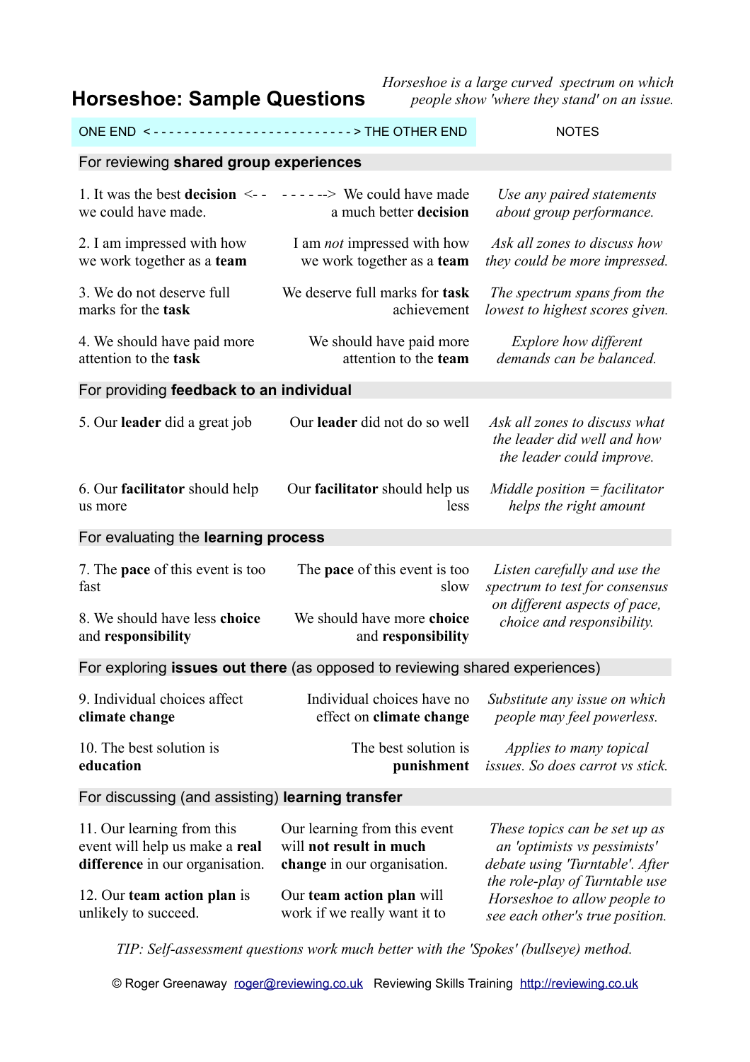# Horseshoe: Sample Questions

*Horseshoe is a large curved spectrum on which people show 'where they stand' on an issue.*

| ONE END <- - - - - - - - - - - - - - - - - - - - - - - - - - | - - - - - - - - - - - - - - - - -> THE OTHER END | NOTES |
|---|---|---|
| For reviewing **shared group experiences** | | |
| 1. It was the best **decision** <- - we could have made. | - - - - - -> We could have made a much better **decision** | *Use any paired statements about group performance.* |
| 2. I am impressed with how we work together as a **team** | I am *not* impressed with how we work together as a **team** | *Ask all zones to discuss how they could be more impressed.* |
| 3. We do not deserve full marks for the **task** | We deserve full marks for **task** achievement | *The spectrum spans from the lowest to highest scores given.* |
| 4. We should have paid more attention to the **task** | We should have paid more attention to the **team** | *Explore how different demands can be balanced.* |
| For providing **feedback to an individual** | | |
| 5. Our **leader** did a great job | Our **leader** did not do so well | *Ask all zones to discuss what the leader did well and how the leader could improve.* |
| 6. Our **facilitator** should help us more | Our **facilitator** should help us less | *Middle position = facilitator helps the right amount* |
| For evaluating the **learning process** | | |
| 7. The **pace** of this event is too fast | The **pace** of this event is too slow | *Listen carefully and use the spectrum to test for consensus on different aspects of pace, choice and responsibility.* |
| 8. We should have less **choice** and **responsibility** | We should have more **choice** and **responsibility** | |
| For exploring **issues out there** (as opposed to reviewing shared experiences) | | |
| 9. Individual choices affect **climate change** | Individual choices have no effect on **climate change** | *Substitute any issue on which people may feel powerless.* |
| 10. The best solution is **education** | The best solution is **punishment** | *Applies to many topical issues. So does carrot vs stick.* |
| For discussing (and assisting) **learning transfer** | | |
| 11. Our learning from this event will help us make a **real difference** in our organisation. | Our learning from this event will **not result in much change** in our organisation. | *These topics can be set up as an 'optimists vs pessimists' debate using 'Turntable'. After the role-play of Turntable use Horseshoe to allow people to see each other's true position.* |
| 12. Our **team action plan** is unlikely to succeed. | Our **team action plan** will work if we really want it to | |

*TIP: Self-assessment questions work much better with the 'Spokes' (bullseye) method.*

© Roger Greenaway roger@reviewing.co.uk Reviewing Skills Training http://reviewing.co.uk